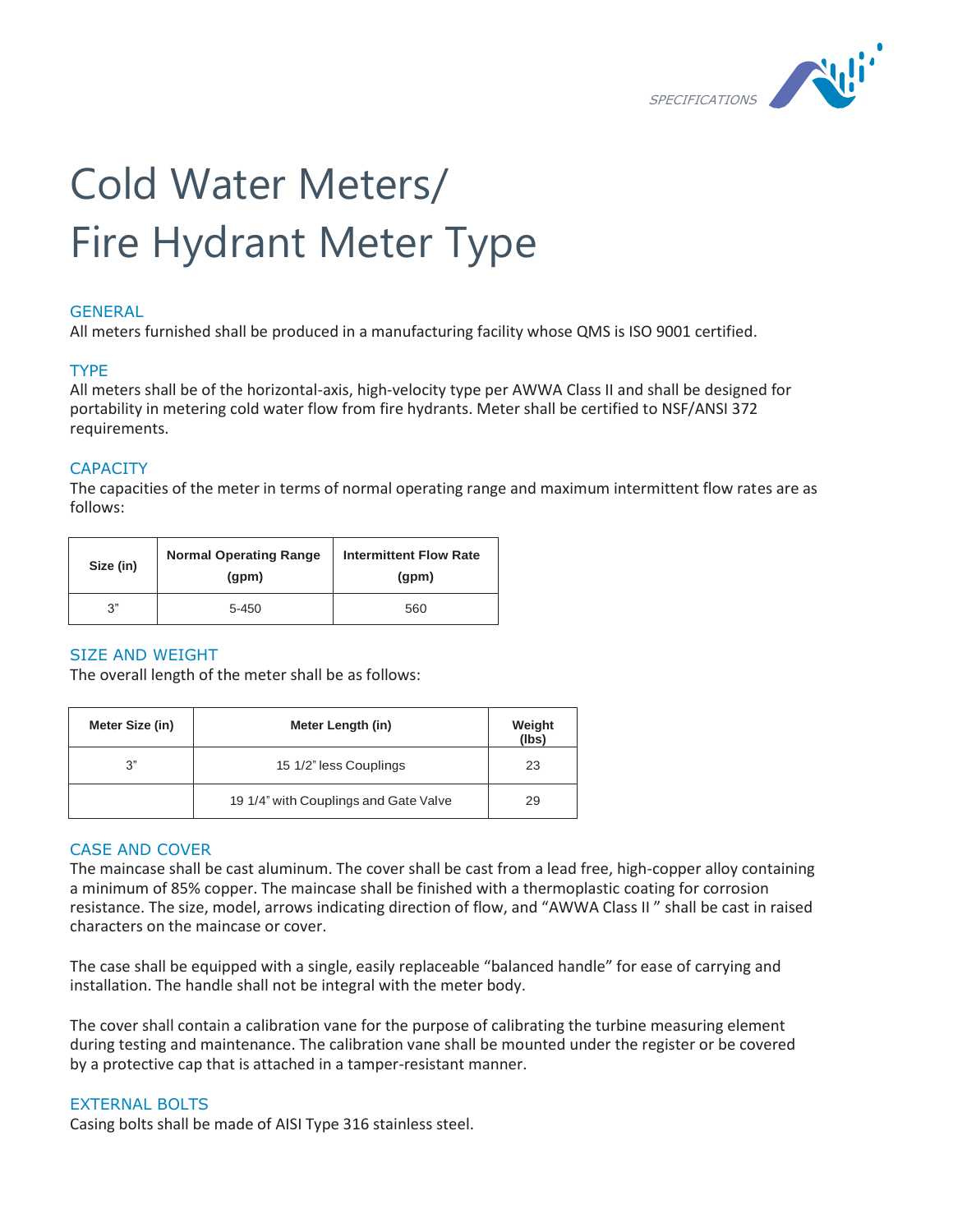# Cold Water Meters/ Fire Hydrant Meter Type

## GENERAL

All meters furnished shall be produced in a manufacturing facility whose QMS is ISO 9001 certified.

## TYPE

All meters shall be of the horizontal-axis, high-velocity type per AWWA Class II and shall be designed for portability in metering cold water flow from fire hydrants. Meter shall be certified to NSF/ANSI 372 requirements.

## CAPACITY

The capacities of the meter in terms of normal operating range and maximum intermittent flow rates are as follows:

| Size (in) | Normal Operating Range (gpm) | Intermittent Flow Rate (gpm) |
|---|---|---|
| 3" | 5-450 | 560 |

## SIZE AND WEIGHT

The overall length of the meter shall be as follows:

| Meter Size (in) | Meter Length (in) | Weight (lbs) |
|---|---|---|
| 3" | 15 1/2" less Couplings | 23 |
| | 19 1/4" with Couplings and Gate Valve | 29 |

## CASE AND COVER

The maincase shall be cast aluminum. The cover shall be cast from a lead free, high-copper alloy containing a minimum of 85% copper. The maincase shall be finished with a thermoplastic coating for corrosion resistance. The size, model, arrows indicating direction of flow, and "AWWA Class II " shall be cast in raised characters on the maincase or cover.

The case shall be equipped with a single, easily replaceable "balanced handle" for ease of carrying and installation. The handle shall not be integral with the meter body.

The cover shall contain a calibration vane for the purpose of calibrating the turbine measuring element during testing and maintenance. The calibration vane shall be mounted under the register or be covered by a protective cap that is attached in a tamper-resistant manner.

## EXTERNAL BOLTS

Casing bolts shall be made of AISI Type 316 stainless steel.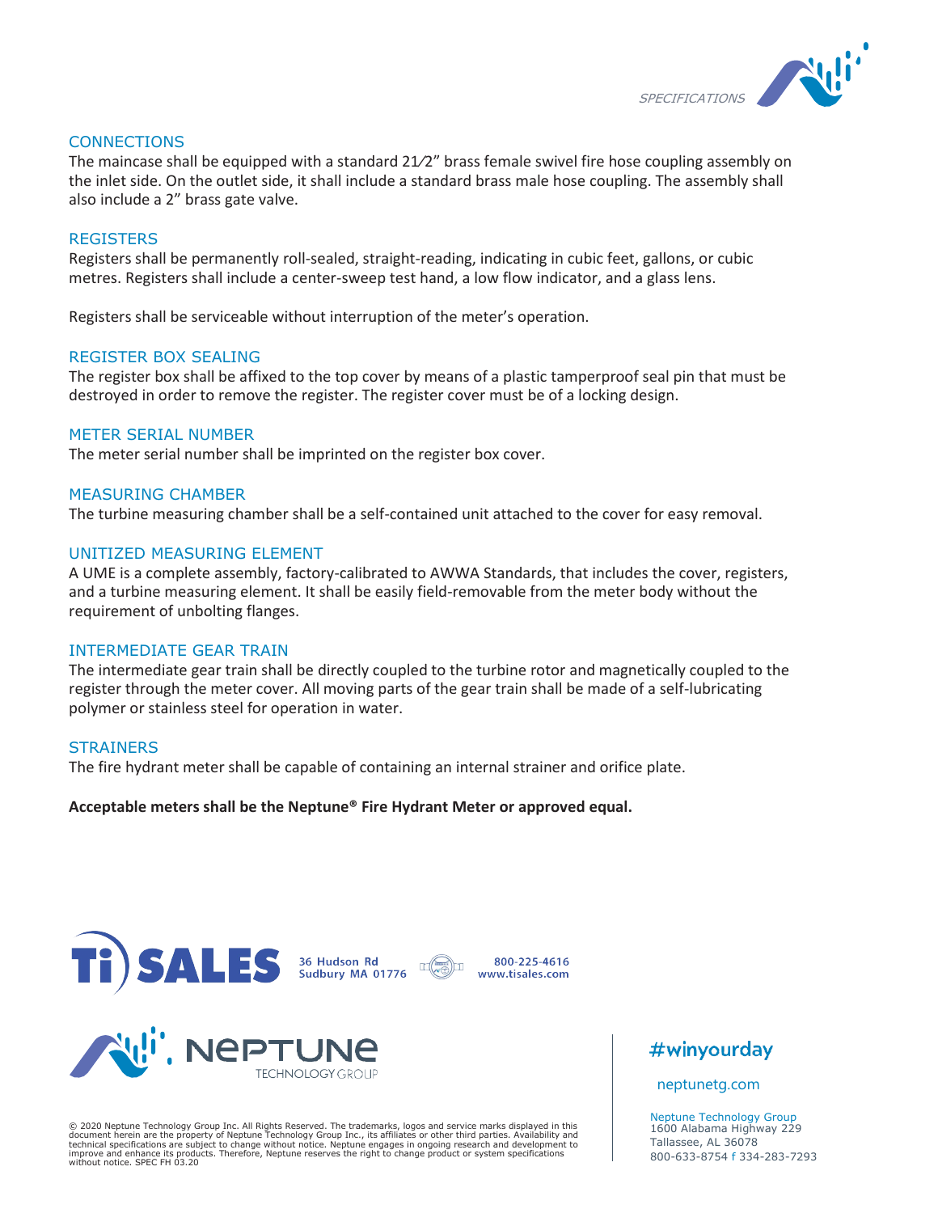## CONNECTIONS

The maincase shall be equipped with a standard 21⁄2" brass female swivel fire hose coupling assembly on the inlet side. On the outlet side, it shall include a standard brass male hose coupling. The assembly shall also include a 2" brass gate valve.

## REGISTERS

Registers shall be permanently roll-sealed, straight-reading, indicating in cubic feet, gallons, or cubic metres. Registers shall include a center-sweep test hand, a low flow indicator, and a glass lens.

Registers shall be serviceable without interruption of the meter's operation.

## REGISTER BOX SEALING

The register box shall be affixed to the top cover by means of a plastic tamperproof seal pin that must be destroyed in order to remove the register. The register cover must be of a locking design.

## METER SERIAL NUMBER

The meter serial number shall be imprinted on the register box cover.

## MEASURING CHAMBER

The turbine measuring chamber shall be a self-contained unit attached to the cover for easy removal.

## UNITIZED MEASURING ELEMENT

A UME is a complete assembly, factory-calibrated to AWWA Standards, that includes the cover, registers, and a turbine measuring element. It shall be easily field-removable from the meter body without the requirement of unbolting flanges.

## INTERMEDIATE GEAR TRAIN

The intermediate gear train shall be directly coupled to the turbine rotor and magnetically coupled to the register through the meter cover. All moving parts of the gear train shall be made of a self-lubricating polymer or stainless steel for operation in water.

## STRAINERS

The fire hydrant meter shall be capable of containing an internal strainer and orifice plate.

**Acceptable meters shall be the Neptune® Fire Hydrant Meter or approved equal.**

Ti SALES
36 Hudson Rd
Sudbury MA 01776
800-225-4616
www.tisales.com

NEPTUNE TECHNOLOGY GROUP

#winyourday

neptunetg.com

Neptune Technology Group
1600 Alabama Highway 229
Tallassee, AL 36078
800-633-8754 f 334-283-7293

© 2020 Neptune Technology Group Inc. All Rights Reserved. The trademarks, logos and service marks displayed in this document herein are the property of Neptune Technology Group Inc., its affiliates or other third parties. Availability and technical specifications are subject to change without notice. Neptune engages in ongoing research and development to improve and enhance its products. Therefore, Neptune reserves the right to change product or system specifications without notice. SPEC FH 03.20